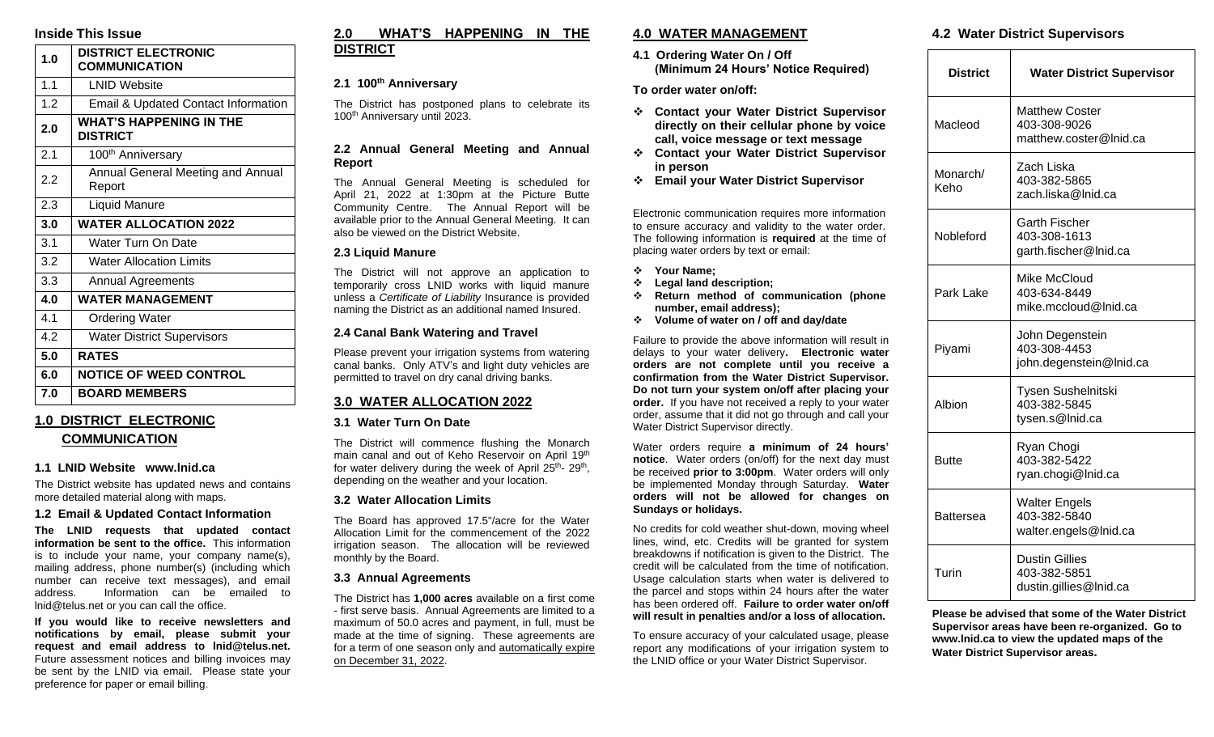## Inside This Issue

| | |
|---|---|
| **1.0** | **DISTRICT ELECTRONIC COMMUNICATION** |
| 1.1 | LNID Website |
| 1.2 | Email & Updated Contact Information |
| **2.0** | **WHAT'S HAPPENING IN THE DISTRICT** |
| 2.1 | 100th Anniversary |
| 2.2 | Annual General Meeting and Annual Report |
| 2.3 | Liquid Manure |
| **3.0** | **WATER ALLOCATION 2022** |
| 3.1 | Water Turn On Date |
| 3.2 | Water Allocation Limits |
| 3.3 | Annual Agreements |
| **4.0** | **WATER MANAGEMENT** |
| 4.1 | Ordering Water |
| 4.2 | Water District Supervisors |
| **5.0** | **RATES** |
| **6.0** | **NOTICE OF WEED CONTROL** |
| **7.0** | **BOARD MEMBERS** |

## 1.0 DISTRICT ELECTRONIC COMMUNICATION

### 1.1 LNID Website www.lnid.ca

The District website has updated news and contains more detailed material along with maps.

### 1.2 Email & Updated Contact Information

**The LNID requests that updated contact information be sent to the office.** This information is to include your name, your company name(s), mailing address, phone number(s) (including which number can receive text messages), and email address. Information can be emailed to lnid@telus.net or you can call the office.

**If you would like to receive newsletters and notifications by email, please submit your request and email address to lnid@telus.net.** Future assessment notices and billing invoices may be sent by the LNID via email. Please state your preference for paper or email billing.

## 2.0 WHAT'S HAPPENING IN THE DISTRICT

### 2.1 100th Anniversary

The District has postponed plans to celebrate its 100th Anniversary until 2023.

### 2.2 Annual General Meeting and Annual Report

The Annual General Meeting is scheduled for April 21, 2022 at 1:30pm at the Picture Butte Community Centre. The Annual Report will be available prior to the Annual General Meeting. It can also be viewed on the District Website.

### 2.3 Liquid Manure

The District will not approve an application to temporarily cross LNID works with liquid manure unless a *Certificate of Liability* Insurance is provided naming the District as an additional named Insured.

### 2.4 Canal Bank Watering and Travel

Please prevent your irrigation systems from watering canal banks. Only ATV's and light duty vehicles are permitted to travel on dry canal driving banks.

## 3.0 WATER ALLOCATION 2022

### 3.1 Water Turn On Date

The District will commence flushing the Monarch main canal and out of Keho Reservoir on April 19th for water delivery during the week of April 25th- 29th, depending on the weather and your location.

### 3.2 Water Allocation Limits

The Board has approved 17.5"/acre for the Water Allocation Limit for the commencement of the 2022 irrigation season. The allocation will be reviewed monthly by the Board.

### 3.3 Annual Agreements

The District has **1,000 acres** available on a first come - first serve basis. Annual Agreements are limited to a maximum of 50.0 acres and payment, in full, must be made at the time of signing. These agreements are for a term of one season only and automatically expire on December 31, 2022.

## 4.0 WATER MANAGEMENT

### 4.1 Ordering Water On / Off (Minimum 24 Hours' Notice Required)

**To order water on/off:**

- **Contact your Water District Supervisor directly on their cellular phone by voice call, voice message or text message**
- **Contact your Water District Supervisor in person**
- **Email your Water District Supervisor**

Electronic communication requires more information to ensure accuracy and validity to the water order. The following information is **required** at the time of placing water orders by text or email:

- **Your Name;**
- **Legal land description;**
- **Return method of communication (phone number, email address);**
- **Volume of water on / off and day/date**

Failure to provide the above information will result in delays to your water delivery**. Electronic water orders are not complete until you receive a confirmation from the Water District Supervisor. Do not turn your system on/off after placing your order.** If you have not received a reply to your water order, assume that it did not go through and call your Water District Supervisor directly.

Water orders require **a minimum of 24 hours' notice**. Water orders (on/off) for the next day must be received **prior to 3:00pm**. Water orders will only be implemented Monday through Saturday. **Water orders will not be allowed for changes on Sundays or holidays.**

No credits for cold weather shut-down, moving wheel lines, wind, etc. Credits will be granted for system breakdowns if notification is given to the District. The credit will be calculated from the time of notification. Usage calculation starts when water is delivered to the parcel and stops within 24 hours after the water has been ordered off. **Failure to order water on/off will result in penalties and/or a loss of allocation.**

To ensure accuracy of your calculated usage, please report any modifications of your irrigation system to the LNID office or your Water District Supervisor.

### 4.2 Water District Supervisors

| District | Water District Supervisor |
|---|---|
| Macleod | Matthew Coster<br>403-308-9026<br>matthew.coster@lnid.ca |
| Monarch/ Keho | Zach Liska<br>403-382-5865<br>zach.liska@lnid.ca |
| Nobleford | Garth Fischer<br>403-308-1613<br>garth.fischer@lnid.ca |
| Park Lake | Mike McCloud<br>403-634-8449<br>mike.mccloud@lnid.ca |
| Piyami | John Degenstein<br>403-308-4453<br>john.degenstein@lnid.ca |
| Albion | Tysen Sushelnitski<br>403-382-5845<br>tysen.s@lnid.ca |
| Butte | Ryan Chogi<br>403-382-5422<br>ryan.chogi@lnid.ca |
| Battersea | Walter Engels<br>403-382-5840<br>walter.engels@lnid.ca |
| Turin | Dustin Gillies<br>403-382-5851<br>dustin.gillies@lnid.ca |

**Please be advised that some of the Water District Supervisor areas have been re-organized. Go to www.lnid.ca to view the updated maps of the Water District Supervisor areas.**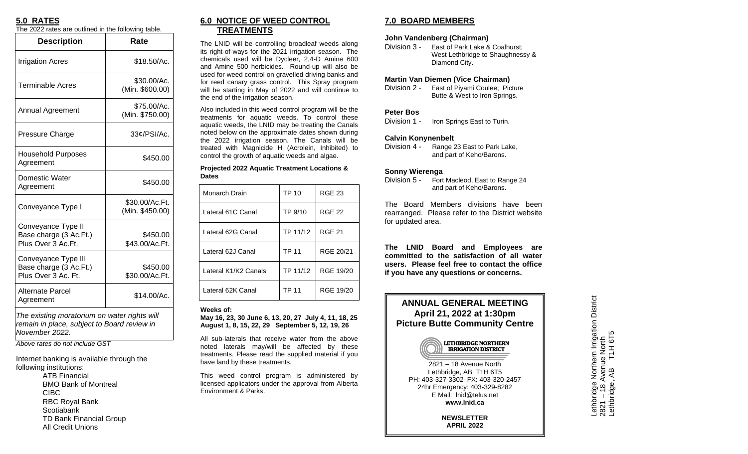## 5.0 RATES

The 2022 rates are outlined in the following table.

| Description | Rate |
|---|---|
| Irrigation Acres | $18.50/Ac. |
| Terminable Acres | $30.00/Ac. (Min. $600.00) |
| Annual Agreement | $75.00/Ac. (Min. $750.00) |
| Pressure Charge | 33¢/PSI/Ac. |
| Household Purposes Agreement | $450.00 |
| Domestic Water Agreement | $450.00 |
| Conveyance Type I | $30.00/Ac.Ft. (Min. $450.00) |
| Conveyance Type II Base charge (3 Ac.Ft.) Plus Over 3 Ac.Ft. | $450.00 $43.00/Ac.Ft. |
| Conveyance Type III Base charge (3 Ac.Ft.) Plus Over 3 Ac. Ft. | $450.00 $30.00/Ac.Ft. |
| Alternate Parcel Agreement | $14.00/Ac. |

*The existing moratorium on water rights will remain in place, subject to Board review in November 2022.*

*Above rates do not include GST*

Internet banking is available through the following institutions:

- ATB Financial
- BMO Bank of Montreal
- CIBC
- RBC Royal Bank
- Scotiabank
- TD Bank Financial Group
- All Credit Unions

## 6.0 NOTICE OF WEED CONTROL TREATMENTS

The LNID will be controlling broadleaf weeds along its right-of-ways for the 2021 irrigation season. The chemicals used will be Dycleer, 2,4-D Amine 600 and Amine 500 herbicides. Round-up will also be used for weed control on gravelled driving banks and for reed canary grass control. This Spray program will be starting in May of 2022 and will continue to the end of the irrigation season.

Also included in this weed control program will be the treatments for aquatic weeds. To control these aquatic weeds, the LNID may be treating the Canals noted below on the approximate dates shown during the 2022 irrigation season. The Canals will be treated with Magnicide H (Acrolein, Inhibited) to control the growth of aquatic weeds and algae.

**Projected 2022 Aquatic Treatment Locations & Dates**

| | | |
|---|---|---|
| Monarch Drain | TP 10 | RGE 23 |
| Lateral 61C Canal | TP 9/10 | RGE 22 |
| Lateral 62G Canal | TP 11/12 | RGE 21 |
| Lateral 62J Canal | TP 11 | RGE 20/21 |
| Lateral K1/K2 Canals | TP 11/12 | RGE 19/20 |
| Lateral 62K Canal | TP 11 | RGE 19/20 |

**Weeks of:**
**May 16, 23, 30 June 6, 13, 20, 27 July 4, 11, 18, 25 August 1, 8, 15, 22, 29 September 5, 12, 19, 26**

All sub-laterals that receive water from the above noted laterals may/will be affected by these treatments. Please read the supplied material if you have land by these treatments.

This weed control program is administered by licensed applicators under the approval from Alberta Environment & Parks.

## 7.0 BOARD MEMBERS

**John Vandenberg (Chairman)**
Division 3 - East of Park Lake & Coalhurst; West Lethbridge to Shaughnessy & Diamond City.

**Martin Van Diemen (Vice Chairman)**
Division 2 - East of Piyami Coulee; Picture Butte & West to Iron Springs.

**Peter Bos**
Division 1 - Iron Springs East to Turin.

**Calvin Konynenbelt**
Division 4 - Range 23 East to Park Lake, and part of Keho/Barons.

**Sonny Wierenga**
Division 5 - Fort Macleod, East to Range 24 and part of Keho/Barons.

The Board Members divisions have been rearranged. Please refer to the District website for updated area.

**The LNID Board and Employees are committed to the satisfaction of all water users. Please feel free to contact the office if you have any questions or concerns.**

**ANNUAL GENERAL MEETING**
**April 21, 2022 at 1:30pm**
**Picture Butte Community Centre**

LETHBRIDGE NORTHERN IRRIGATION DISTRICT

2821 – 18 Avenue North
Lethbridge, AB T1H 6T5
PH: 403-327-3302 FX: 403-320-2457
24hr Emergency: 403-329-8282
E Mail: lnid@telus.net
**www.lnid.ca**

**NEWSLETTER**
**APRIL 2022**

Lethbridge Northern Irrigation District
2821 – 18 Avenue North
Lethbridge, AB T1H 6T5